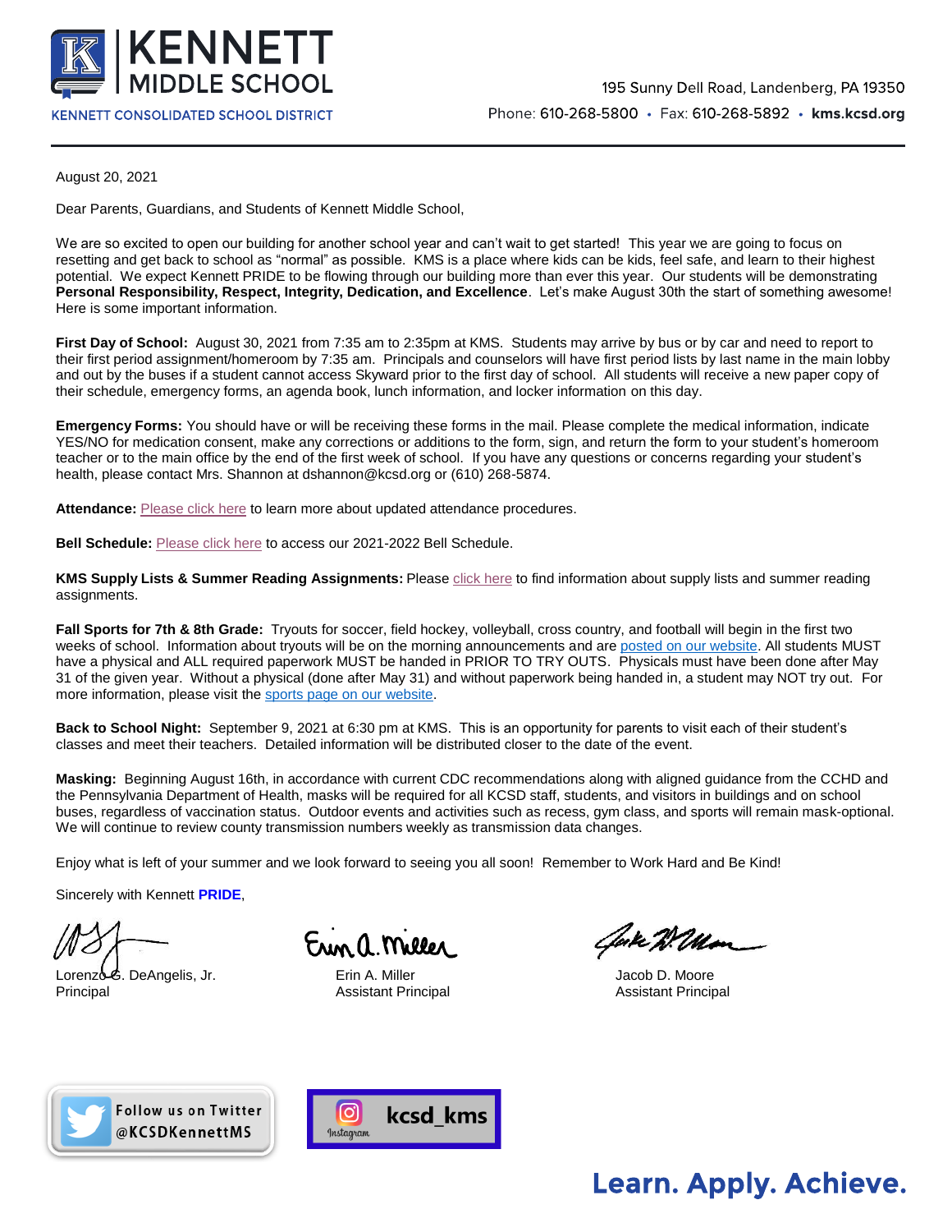# KENNETT MIDDLE SCHOOL

KENNETT CONSOLIDATED SCHOOL DISTRICT

195 Sunny Dell Road, Landenberg, PA 19350

Phone: 610-268-5800 • Fax: 610-268-5892 • **kms.kcsd.org**

---

August 20, 2021

Dear Parents, Guardians, and Students of Kennett Middle School,

We are so excited to open our building for another school year and can't wait to get started! This year we are going to focus on resetting and get back to school as "normal" as possible. KMS is a place where kids can be kids, feel safe, and learn to their highest potential. We expect Kennett PRIDE to be flowing through our building more than ever this year. Our students will be demonstrating **Personal Responsibility, Respect, Integrity, Dedication, and Excellence**. Let's make August 30th the start of something awesome! Here is some important information.

**First Day of School:** August 30, 2021 from 7:35 am to 2:35pm at KMS. Students may arrive by bus or by car and need to report to their first period assignment/homeroom by 7:35 am. Principals and counselors will have first period lists by last name in the main lobby and out by the buses if a student cannot access Skyward prior to the first day of school. All students will receive a new paper copy of their schedule, emergency forms, an agenda book, lunch information, and locker information on this day.

**Emergency Forms:** You should have or will be receiving these forms in the mail. Please complete the medical information, indicate YES/NO for medication consent, make any corrections or additions to the form, sign, and return the form to your student's homeroom teacher or to the main office by the end of the first week of school. If you have any questions or concerns regarding your student's health, please contact Mrs. Shannon at dshannon@kcsd.org or (610) 268-5874.

**Attendance:** Please click here to learn more about updated attendance procedures.

**Bell Schedule:** Please click here to access our 2021-2022 Bell Schedule.

**KMS Supply Lists & Summer Reading Assignments:** Please click here to find information about supply lists and summer reading assignments.

**Fall Sports for 7th & 8th Grade:** Tryouts for soccer, field hockey, volleyball, cross country, and football will begin in the first two weeks of school. Information about tryouts will be on the morning announcements and are posted on our website. All students MUST have a physical and ALL required paperwork MUST be handed in PRIOR TO TRY OUTS. Physicals must have been done after May 31 of the given year. Without a physical (done after May 31) and without paperwork being handed in, a student may NOT try out. For more information, please visit the sports page on our website.

**Back to School Night:** September 9, 2021 at 6:30 pm at KMS. This is an opportunity for parents to visit each of their student's classes and meet their teachers. Detailed information will be distributed closer to the date of the event.

**Masking:** Beginning August 16th, in accordance with current CDC recommendations along with aligned guidance from the CCHD and the Pennsylvania Department of Health, masks will be required for all KCSD staff, students, and visitors in buildings and on school buses, regardless of vaccination status. Outdoor events and activities such as recess, gym class, and sports will remain mask-optional. We will continue to review county transmission numbers weekly as transmission data changes.

Enjoy what is left of your summer and we look forward to seeing you all soon! Remember to Work Hard and Be Kind!

Sincerely with Kennett **PRIDE**,

Lorenzo G. DeAngelis, Jr.
Principal

Erin A. Miller
Assistant Principal

Jacob D. Moore
Assistant Principal

Follow us on Twitter @KCSDKennettMS

Instagram kcsd_kms

**Learn. Apply. Achieve.**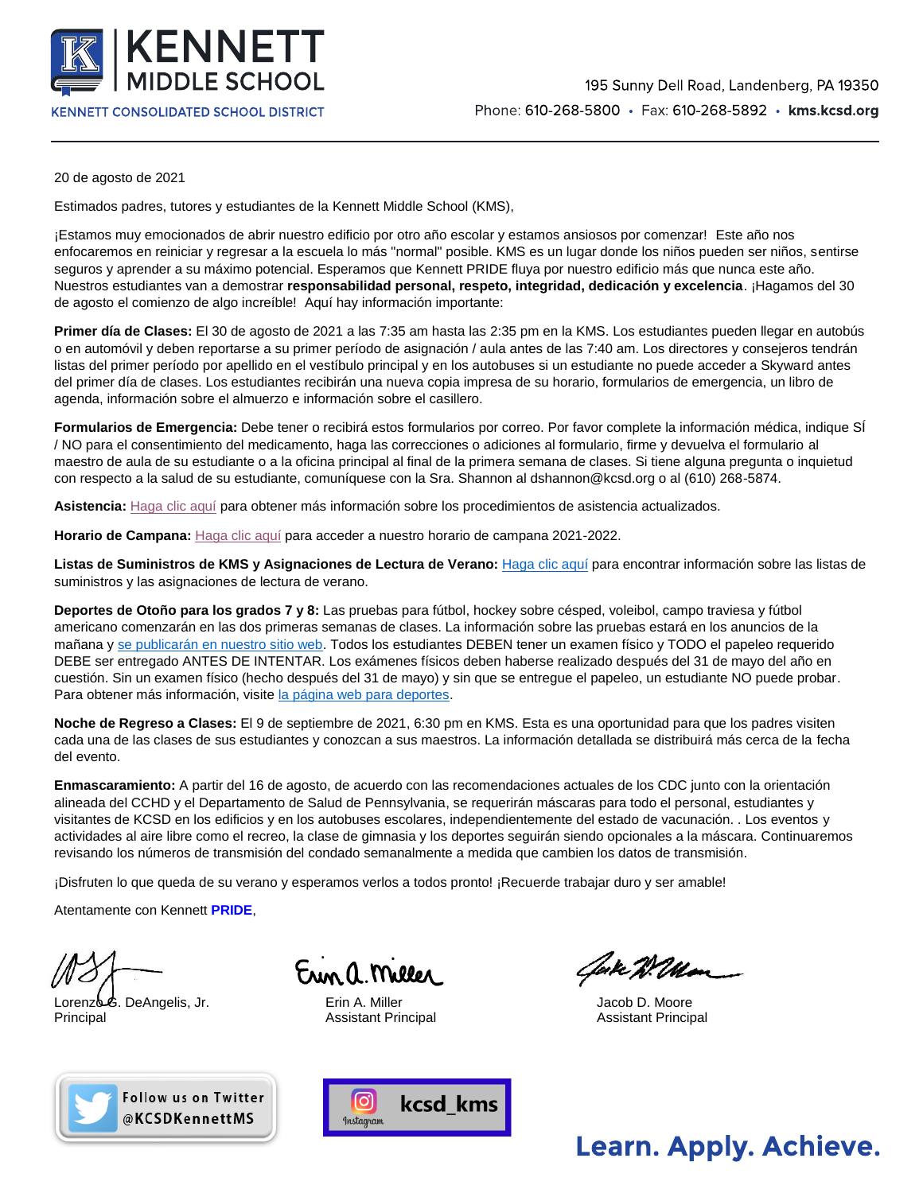# KENNETT MIDDLE SCHOOL

KENNETT CONSOLIDATED SCHOOL DISTRICT

195 Sunny Dell Road, Landenberg, PA 19350

Phone: 610-268-5800 • Fax: 610-268-5892 • **kms.kcsd.org**

20 de agosto de 2021

Estimados padres, tutores y estudiantes de la Kennett Middle School (KMS),

¡Estamos muy emocionados de abrir nuestro edificio por otro año escolar y estamos ansiosos por comenzar! Este año nos enfocaremos en reiniciar y regresar a la escuela lo más "normal" posible. KMS es un lugar donde los niños pueden ser niños, sentirse seguros y aprender a su máximo potencial. Esperamos que Kennett PRIDE fluya por nuestro edificio más que nunca este año. Nuestros estudiantes van a demostrar **responsabilidad personal, respeto, integridad, dedicación y excelencia**. ¡Hagamos del 30 de agosto el comienzo de algo increíble! Aquí hay información importante:

**Primer día de Clases:** El 30 de agosto de 2021 a las 7:35 am hasta las 2:35 pm en la KMS. Los estudiantes pueden llegar en autobús o en automóvil y deben reportarse a su primer período de asignación / aula antes de las 7:40 am. Los directores y consejeros tendrán listas del primer período por apellido en el vestíbulo principal y en los autobuses si un estudiante no puede acceder a Skyward antes del primer día de clases. Los estudiantes recibirán una nueva copia impresa de su horario, formularios de emergencia, un libro de agenda, información sobre el almuerzo e información sobre el casillero.

**Formularios de Emergencia:** Debe tener o recibirá estos formularios por correo. Por favor complete la información médica, indique SÍ / NO para el consentimiento del medicamento, haga las correcciones o adiciones al formulario, firme y devuelva el formulario al maestro de aula de su estudiante o a la oficina principal al final de la primera semana de clases. Si tiene alguna pregunta o inquietud con respecto a la salud de su estudiante, comuníquese con la Sra. Shannon al dshannon@kcsd.org o al (610) 268-5874.

**Asistencia:** Haga clic aquí para obtener más información sobre los procedimientos de asistencia actualizados.

**Horario de Campana:** Haga clic aquí para acceder a nuestro horario de campana 2021-2022.

**Listas de Suministros de KMS y Asignaciones de Lectura de Verano:** Haga clic aquí para encontrar información sobre las listas de suministros y las asignaciones de lectura de verano.

**Deportes de Otoño para los grados 7 y 8:** Las pruebas para fútbol, hockey sobre césped, voleibol, campo traviesa y fútbol americano comenzarán en las dos primeras semanas de clases. La información sobre las pruebas estará en los anuncios de la mañana y se publicarán en nuestro sitio web. Todos los estudiantes DEBEN tener un examen físico y TODO el papeleo requerido DEBE ser entregado ANTES DE INTENTAR. Los exámenes físicos deben haberse realizado después del 31 de mayo del año en cuestión. Sin un examen físico (hecho después del 31 de mayo) y sin que se entregue el papeleo, un estudiante NO puede probar. Para obtener más información, visite la página web para deportes.

**Noche de Regreso a Clases:** El 9 de septiembre de 2021, 6:30 pm en KMS. Esta es una oportunidad para que los padres visiten cada una de las clases de sus estudiantes y conozcan a sus maestros. La información detallada se distribuirá más cerca de la fecha del evento.

**Enmascaramiento:** A partir del 16 de agosto, de acuerdo con las recomendaciones actuales de los CDC junto con la orientación alineada del CCHD y el Departamento de Salud de Pennsylvania, se requerirán máscaras para todo el personal, estudiantes y visitantes de KCSD en los edificios y en los autobuses escolares, independientemente del estado de vacunación. . Los eventos y actividades al aire libre como el recreo, la clase de gimnasia y los deportes seguirán siendo opcionales a la máscara. Continuaremos revisando los números de transmisión del condado semanalmente a medida que cambien los datos de transmisión.

¡Disfruten lo que queda de su verano y esperamos verlos a todos pronto! ¡Recuerde trabajar duro y ser amable!

Atentamente con Kennett **PRIDE**,

Lorenzo G. DeAngelis, Jr.
Principal

Erin A. Miller
Assistant Principal

Jacob D. Moore
Assistant Principal

Follow us on Twitter @KCSDKennettMS

Instagram kcsd_kms

**Learn. Apply. Achieve.**